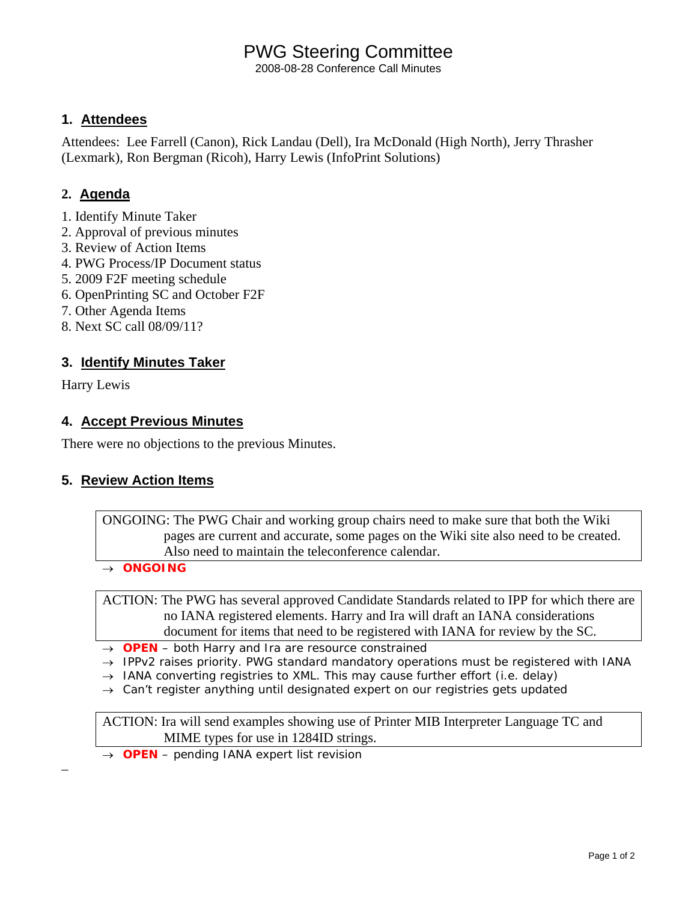# PWG Steering Committee

2008-08-28 Conference Call Minutes

## 1. Attendees

Attendees: Lee Farrell (Canon), Rick Landau (Dell), Ira McDonald (High North), Jerry Thrasher (Lexmark), Ron Bergman (Ricoh), Harry Lewis (InfoPrint Solutions)

## 2. Agenda

1. Identify Minute Taker
2. Approval of previous minutes
3. Review of Action Items
4. PWG Process/IP Document status
5. 2009 F2F meeting schedule
6. OpenPrinting SC and October F2F
7. Other Agenda Items
8. Next SC call 08/09/11?

## 3. Identify Minutes Taker

Harry Lewis

## 4. Accept Previous Minutes

There were no objections to the previous Minutes.

## 5. Review Action Items

ONGOING: The PWG Chair and working group chairs need to make sure that both the Wiki pages are current and accurate, some pages on the Wiki site also need to be created. Also need to maintain the teleconference calendar.

→ **ONGOING**

ACTION: The PWG has several approved Candidate Standards related to IPP for which there are no IANA registered elements. Harry and Ira will draft an IANA considerations document for items that need to be registered with IANA for review by the SC.

→ **OPEN** – both Harry and Ira are resource constrained
→ IPPv2 raises priority. PWG standard mandatory operations must be registered with IANA
→ IANA converting registries to XML. This may cause further effort (i.e. delay)
→ Can't register anything until designated expert on our registries gets updated

ACTION: Ira will send examples showing use of Printer MIB Interpreter Language TC and MIME types for use in 1284ID strings.

→ **OPEN** – pending IANA expert list revision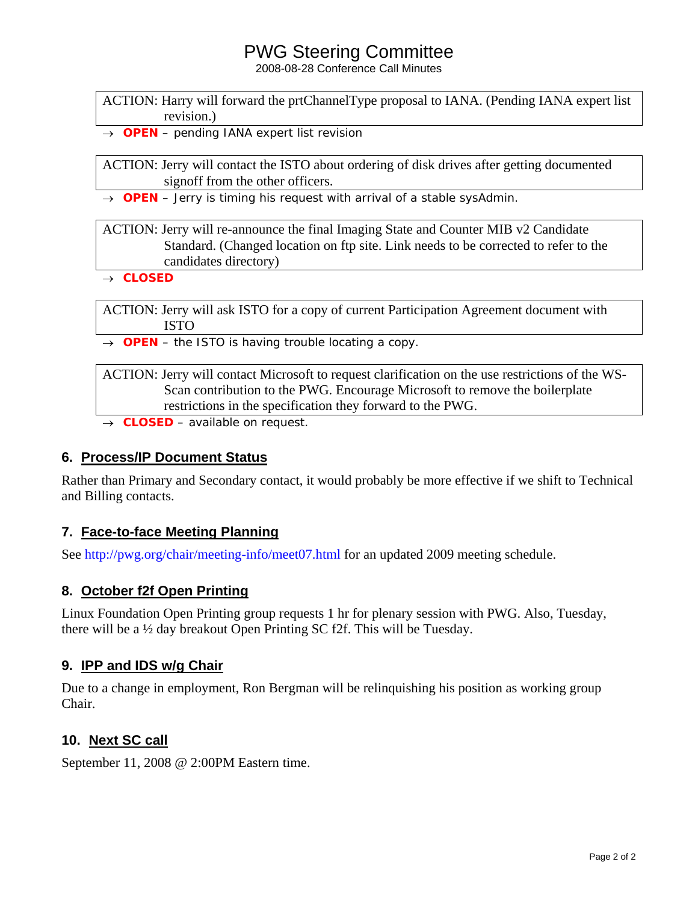# PWG Steering Committee

2008-08-28 Conference Call Minutes

ACTION: Harry will forward the prtChannelType proposal to IANA. (Pending IANA expert list revision.)

→ **OPEN** – pending IANA expert list revision

ACTION: Jerry will contact the ISTO about ordering of disk drives after getting documented signoff from the other officers.

→ **OPEN** – Jerry is timing his request with arrival of a stable sysAdmin.

ACTION: Jerry will re-announce the final Imaging State and Counter MIB v2 Candidate Standard. (Changed location on ftp site. Link needs to be corrected to refer to the candidates directory)

→ **CLOSED**

ACTION: Jerry will ask ISTO for a copy of current Participation Agreement document with ISTO

→ **OPEN** – the ISTO is having trouble locating a copy.

ACTION: Jerry will contact Microsoft to request clarification on the use restrictions of the WS-Scan contribution to the PWG. Encourage Microsoft to remove the boilerplate restrictions in the specification they forward to the PWG.

→ **CLOSED** – available on request.

## 6. Process/IP Document Status

Rather than Primary and Secondary contact, it would probably be more effective if we shift to Technical and Billing contacts.

## 7. Face-to-face Meeting Planning

See http://pwg.org/chair/meeting-info/meet07.html for an updated 2009 meeting schedule.

## 8. October f2f Open Printing

Linux Foundation Open Printing group requests 1 hr for plenary session with PWG. Also, Tuesday, there will be a ½ day breakout Open Printing SC f2f. This will be Tuesday.

## 9. IPP and IDS w/g Chair

Due to a change in employment, Ron Bergman will be relinquishing his position as working group Chair.

## 10. Next SC call

September 11, 2008 @ 2:00PM Eastern time.